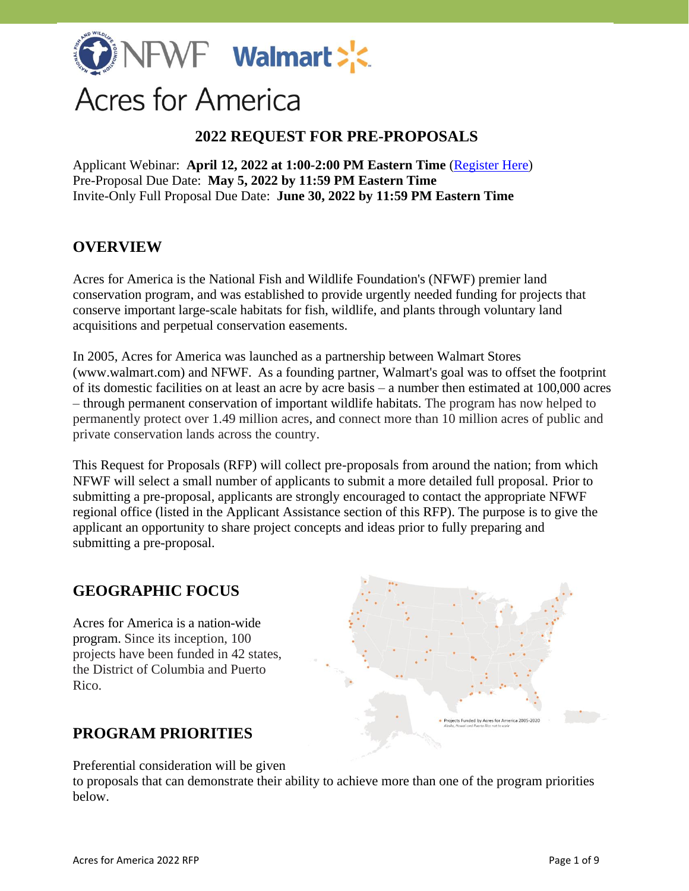# Acres for America

## 2022 REQUEST FOR PRE-PROPOSALS

Applicant Webinar: **April 12, 2022 at 1:00-2:00 PM Eastern Time** (Register Here)
Pre-Proposal Due Date: **May 5, 2022 by 11:59 PM Eastern Time**
Invite-Only Full Proposal Due Date: **June 30, 2022 by 11:59 PM Eastern Time**

## OVERVIEW

Acres for America is the National Fish and Wildlife Foundation's (NFWF) premier land conservation program, and was established to provide urgently needed funding for projects that conserve important large-scale habitats for fish, wildlife, and plants through voluntary land acquisitions and perpetual conservation easements.

In 2005, Acres for America was launched as a partnership between Walmart Stores (www.walmart.com) and NFWF. As a founding partner, Walmart's goal was to offset the footprint of its domestic facilities on at least an acre by acre basis – a number then estimated at 100,000 acres – through permanent conservation of important wildlife habitats. The program has now helped to permanently protect over 1.49 million acres, and connect more than 10 million acres of public and private conservation lands across the country.

This Request for Proposals (RFP) will collect pre-proposals from around the nation; from which NFWF will select a small number of applicants to submit a more detailed full proposal. Prior to submitting a pre-proposal, applicants are strongly encouraged to contact the appropriate NFWF regional office (listed in the Applicant Assistance section of this RFP). The purpose is to give the applicant an opportunity to share project concepts and ideas prior to fully preparing and submitting a pre-proposal.

## GEOGRAPHIC FOCUS

Acres for America is a nation-wide program. Since its inception, 100 projects have been funded in 42 states, the District of Columbia and Puerto Rico.

Projects Funded by Acres for America 2005-2020
*Alaska, Hawaii and Puerto Rico not to scale*

## PROGRAM PRIORITIES

Preferential consideration will be given to proposals that can demonstrate their ability to achieve more than one of the program priorities below.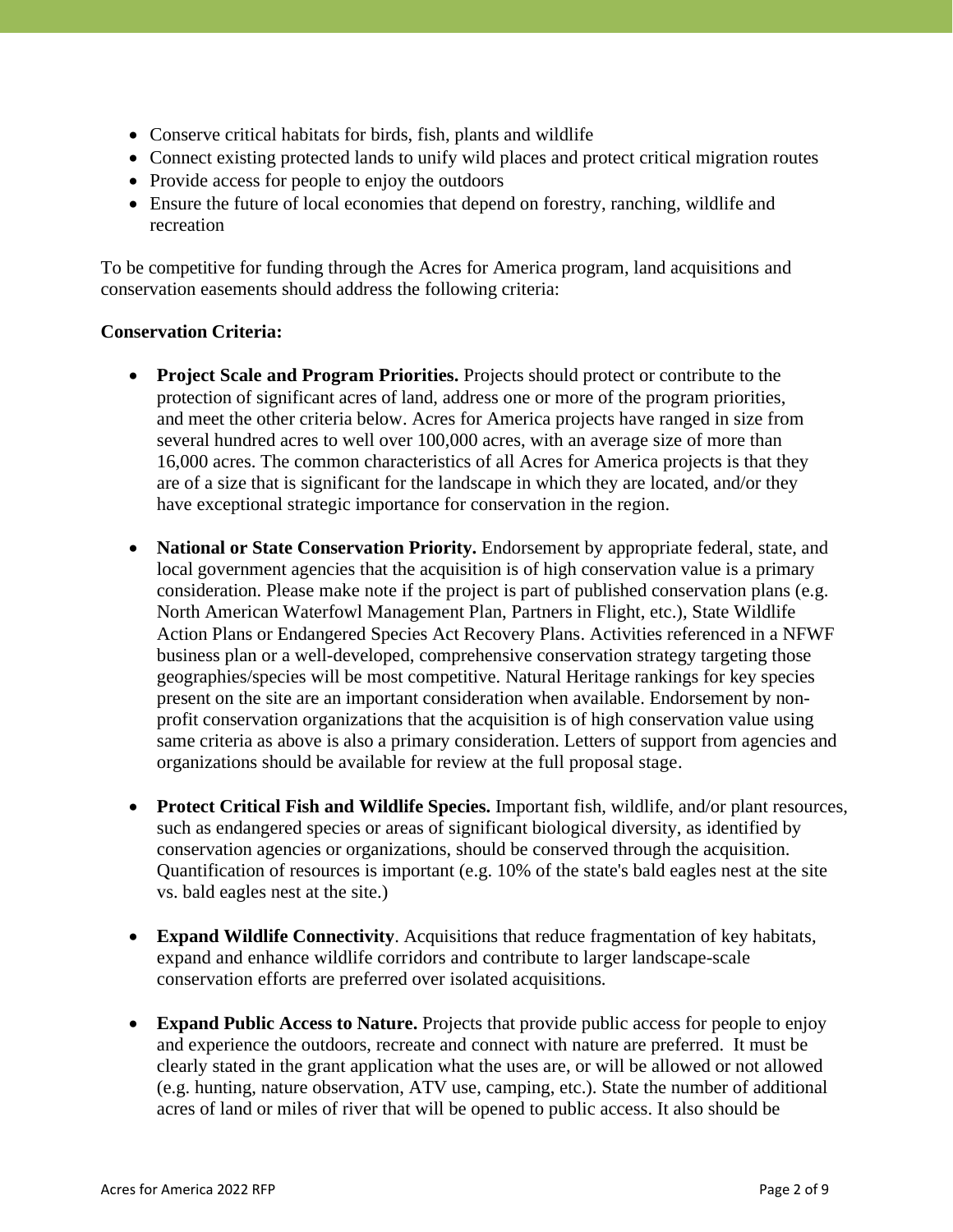- Conserve critical habitats for birds, fish, plants and wildlife
- Connect existing protected lands to unify wild places and protect critical migration routes
- Provide access for people to enjoy the outdoors
- Ensure the future of local economies that depend on forestry, ranching, wildlife and recreation

To be competitive for funding through the Acres for America program, land acquisitions and conservation easements should address the following criteria:

**Conservation Criteria:**

- **Project Scale and Program Priorities.** Projects should protect or contribute to the protection of significant acres of land, address one or more of the program priorities, and meet the other criteria below. Acres for America projects have ranged in size from several hundred acres to well over 100,000 acres, with an average size of more than 16,000 acres. The common characteristics of all Acres for America projects is that they are of a size that is significant for the landscape in which they are located, and/or they have exceptional strategic importance for conservation in the region.

- **National or State Conservation Priority.** Endorsement by appropriate federal, state, and local government agencies that the acquisition is of high conservation value is a primary consideration. Please make note if the project is part of published conservation plans (e.g. North American Waterfowl Management Plan, Partners in Flight, etc.), State Wildlife Action Plans or Endangered Species Act Recovery Plans. Activities referenced in a NFWF business plan or a well-developed, comprehensive conservation strategy targeting those geographies/species will be most competitive. Natural Heritage rankings for key species present on the site are an important consideration when available. Endorsement by non-profit conservation organizations that the acquisition is of high conservation value using same criteria as above is also a primary consideration. Letters of support from agencies and organizations should be available for review at the full proposal stage.

- **Protect Critical Fish and Wildlife Species.** Important fish, wildlife, and/or plant resources, such as endangered species or areas of significant biological diversity, as identified by conservation agencies or organizations, should be conserved through the acquisition. Quantification of resources is important (e.g. 10% of the state's bald eagles nest at the site vs. bald eagles nest at the site.)

- **Expand Wildlife Connectivity**. Acquisitions that reduce fragmentation of key habitats, expand and enhance wildlife corridors and contribute to larger landscape-scale conservation efforts are preferred over isolated acquisitions.

- **Expand Public Access to Nature.** Projects that provide public access for people to enjoy and experience the outdoors, recreate and connect with nature are preferred. It must be clearly stated in the grant application what the uses are, or will be allowed or not allowed (e.g. hunting, nature observation, ATV use, camping, etc.). State the number of additional acres of land or miles of river that will be opened to public access. It also should be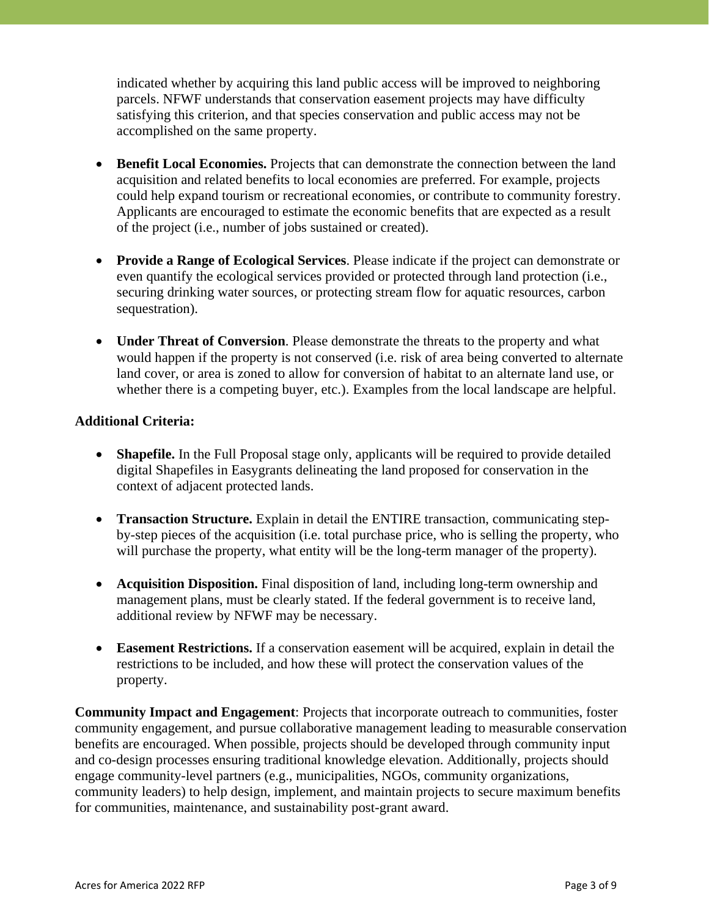indicated whether by acquiring this land public access will be improved to neighboring parcels. NFWF understands that conservation easement projects may have difficulty satisfying this criterion, and that species conservation and public access may not be accomplished on the same property.

- **Benefit Local Economies.** Projects that can demonstrate the connection between the land acquisition and related benefits to local economies are preferred. For example, projects could help expand tourism or recreational economies, or contribute to community forestry. Applicants are encouraged to estimate the economic benefits that are expected as a result of the project (i.e., number of jobs sustained or created).

- **Provide a Range of Ecological Services**. Please indicate if the project can demonstrate or even quantify the ecological services provided or protected through land protection (i.e., securing drinking water sources, or protecting stream flow for aquatic resources, carbon sequestration).

- **Under Threat of Conversion**. Please demonstrate the threats to the property and what would happen if the property is not conserved (i.e. risk of area being converted to alternate land cover, or area is zoned to allow for conversion of habitat to an alternate land use, or whether there is a competing buyer, etc.). Examples from the local landscape are helpful.

**Additional Criteria:**

- **Shapefile.** In the Full Proposal stage only, applicants will be required to provide detailed digital Shapefiles in Easygrants delineating the land proposed for conservation in the context of adjacent protected lands.

- **Transaction Structure.** Explain in detail the ENTIRE transaction, communicating step-by-step pieces of the acquisition (i.e. total purchase price, who is selling the property, who will purchase the property, what entity will be the long-term manager of the property).

- **Acquisition Disposition.** Final disposition of land, including long-term ownership and management plans, must be clearly stated. If the federal government is to receive land, additional review by NFWF may be necessary.

- **Easement Restrictions.** If a conservation easement will be acquired, explain in detail the restrictions to be included, and how these will protect the conservation values of the property.

**Community Impact and Engagement**: Projects that incorporate outreach to communities, foster community engagement, and pursue collaborative management leading to measurable conservation benefits are encouraged. When possible, projects should be developed through community input and co-design processes ensuring traditional knowledge elevation. Additionally, projects should engage community-level partners (e.g., municipalities, NGOs, community organizations, community leaders) to help design, implement, and maintain projects to secure maximum benefits for communities, maintenance, and sustainability post-grant award.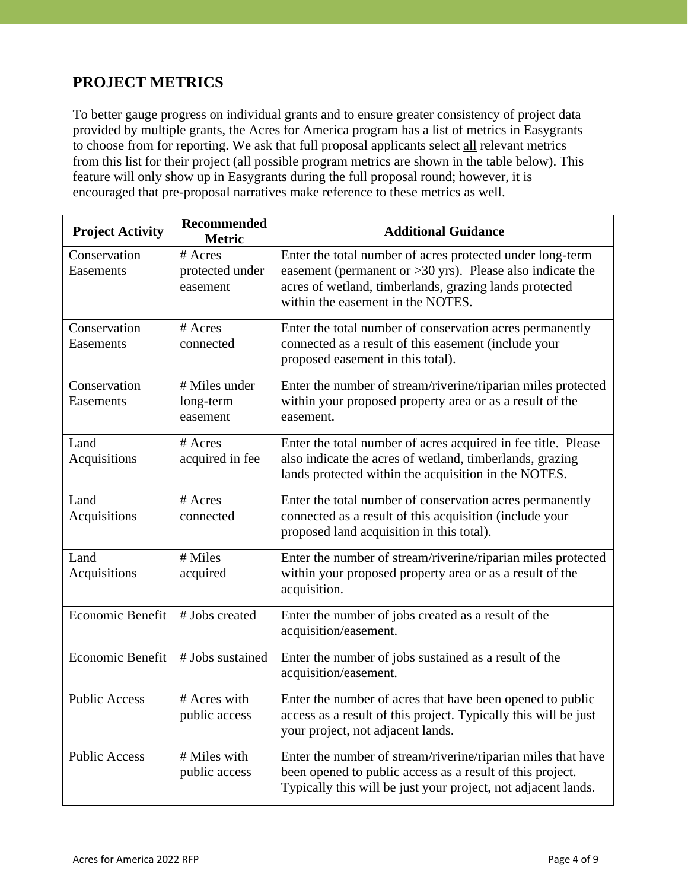## PROJECT METRICS

To better gauge progress on individual grants and to ensure greater consistency of project data provided by multiple grants, the Acres for America program has a list of metrics in Easygrants to choose from for reporting. We ask that full proposal applicants select all relevant metrics from this list for their project (all possible program metrics are shown in the table below). This feature will only show up in Easygrants during the full proposal round; however, it is encouraged that pre-proposal narratives make reference to these metrics as well.

| Project Activity | Recommended Metric | Additional Guidance |
| --- | --- | --- |
| Conservation Easements | # Acres protected under easement | Enter the total number of acres protected under long-term easement (permanent or >30 yrs). Please also indicate the acres of wetland, timberlands, grazing lands protected within the easement in the NOTES. |
| Conservation Easements | # Acres connected | Enter the total number of conservation acres permanently connected as a result of this easement (include your proposed easement in this total). |
| Conservation Easements | # Miles under long-term easement | Enter the number of stream/riverine/riparian miles protected within your proposed property area or as a result of the easement. |
| Land Acquisitions | # Acres acquired in fee | Enter the total number of acres acquired in fee title. Please also indicate the acres of wetland, timberlands, grazing lands protected within the acquisition in the NOTES. |
| Land Acquisitions | # Acres connected | Enter the total number of conservation acres permanently connected as a result of this acquisition (include your proposed land acquisition in this total). |
| Land Acquisitions | # Miles acquired | Enter the number of stream/riverine/riparian miles protected within your proposed property area or as a result of the acquisition. |
| Economic Benefit | # Jobs created | Enter the number of jobs created as a result of the acquisition/easement. |
| Economic Benefit | # Jobs sustained | Enter the number of jobs sustained as a result of the acquisition/easement. |
| Public Access | # Acres with public access | Enter the number of acres that have been opened to public access as a result of this project. Typically this will be just your project, not adjacent lands. |
| Public Access | # Miles with public access | Enter the number of stream/riverine/riparian miles that have been opened to public access as a result of this project. Typically this will be just your project, not adjacent lands. |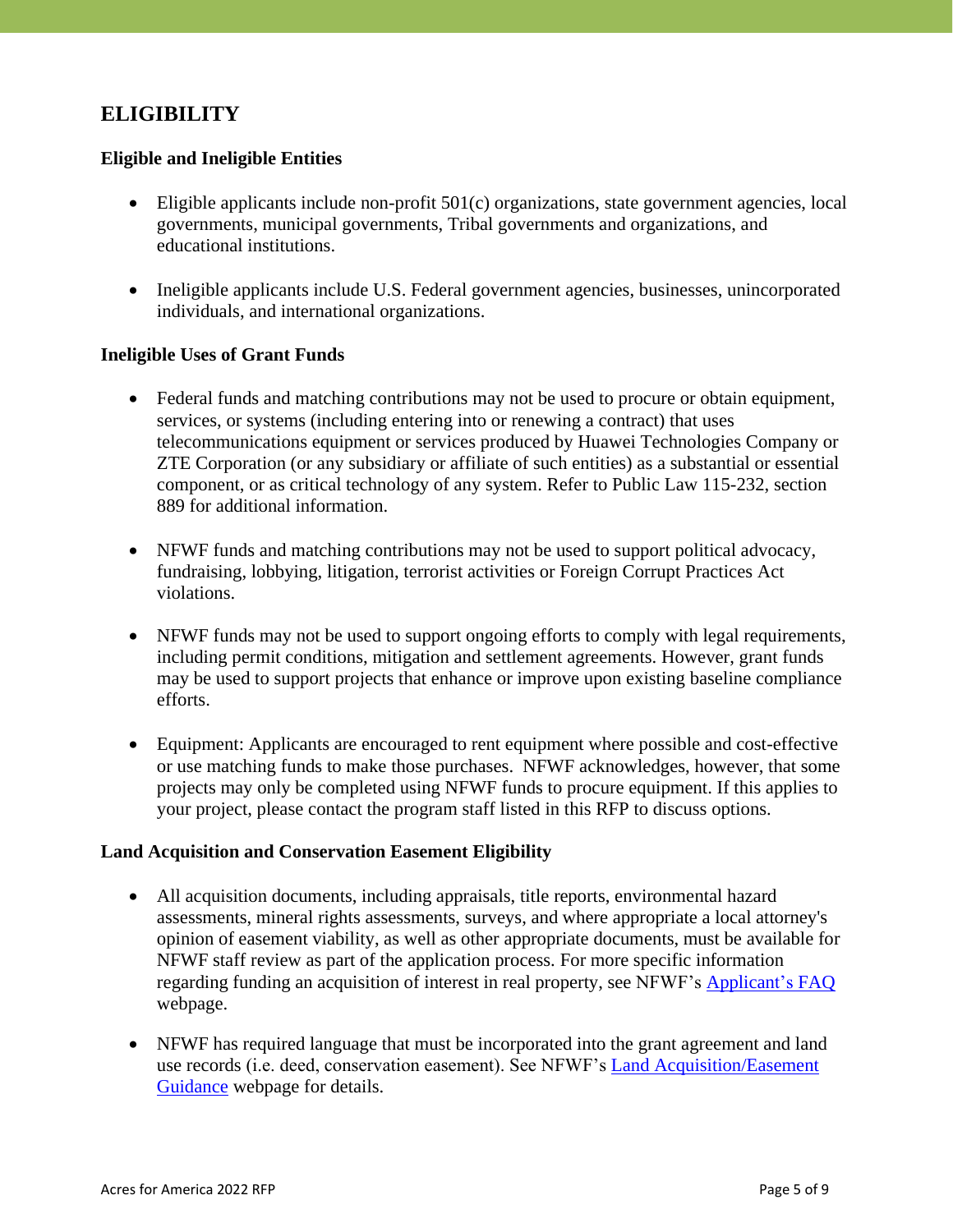## ELIGIBILITY

### Eligible and Ineligible Entities

- Eligible applicants include non-profit 501(c) organizations, state government agencies, local governments, municipal governments, Tribal governments and organizations, and educational institutions.

- Ineligible applicants include U.S. Federal government agencies, businesses, unincorporated individuals, and international organizations.

### Ineligible Uses of Grant Funds

- Federal funds and matching contributions may not be used to procure or obtain equipment, services, or systems (including entering into or renewing a contract) that uses telecommunications equipment or services produced by Huawei Technologies Company or ZTE Corporation (or any subsidiary or affiliate of such entities) as a substantial or essential component, or as critical technology of any system. Refer to Public Law 115-232, section 889 for additional information.

- NFWF funds and matching contributions may not be used to support political advocacy, fundraising, lobbying, litigation, terrorist activities or Foreign Corrupt Practices Act violations.

- NFWF funds may not be used to support ongoing efforts to comply with legal requirements, including permit conditions, mitigation and settlement agreements. However, grant funds may be used to support projects that enhance or improve upon existing baseline compliance efforts.

- Equipment: Applicants are encouraged to rent equipment where possible and cost-effective or use matching funds to make those purchases. NFWF acknowledges, however, that some projects may only be completed using NFWF funds to procure equipment. If this applies to your project, please contact the program staff listed in this RFP to discuss options.

### Land Acquisition and Conservation Easement Eligibility

- All acquisition documents, including appraisals, title reports, environmental hazard assessments, mineral rights assessments, surveys, and where appropriate a local attorney's opinion of easement viability, as well as other appropriate documents, must be available for NFWF staff review as part of the application process. For more specific information regarding funding an acquisition of interest in real property, see NFWF's Applicant's FAQ webpage.

- NFWF has required language that must be incorporated into the grant agreement and land use records (i.e. deed, conservation easement). See NFWF's Land Acquisition/Easement Guidance webpage for details.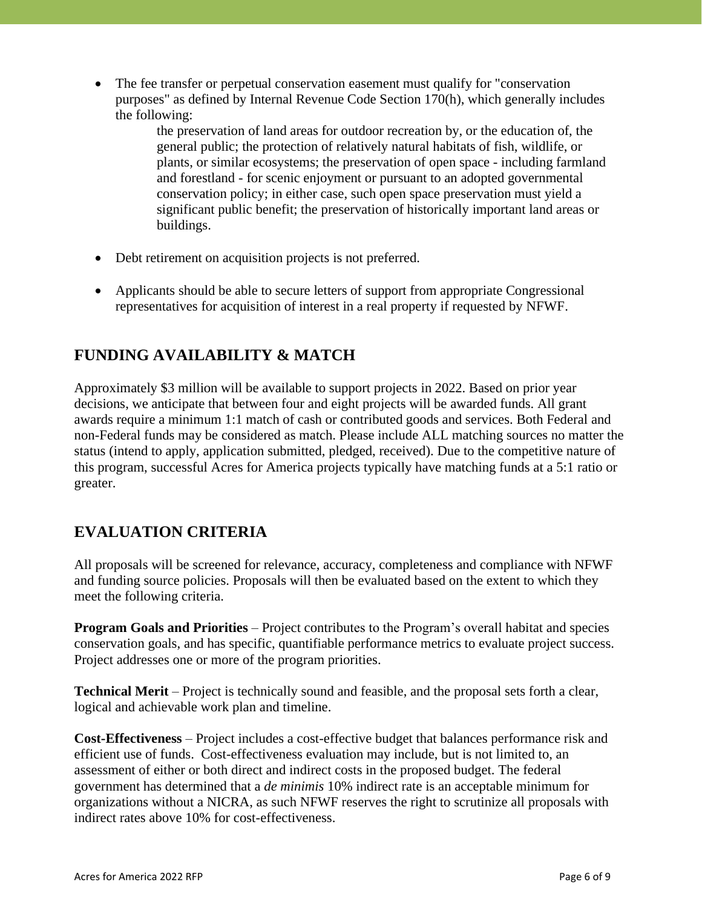- The fee transfer or perpetual conservation easement must qualify for "conservation purposes" as defined by Internal Revenue Code Section 170(h), which generally includes the following:

  > the preservation of land areas for outdoor recreation by, or the education of, the general public; the protection of relatively natural habitats of fish, wildlife, or plants, or similar ecosystems; the preservation of open space - including farmland and forestland - for scenic enjoyment or pursuant to an adopted governmental conservation policy; in either case, such open space preservation must yield a significant public benefit; the preservation of historically important land areas or buildings.

- Debt retirement on acquisition projects is not preferred.

- Applicants should be able to secure letters of support from appropriate Congressional representatives for acquisition of interest in a real property if requested by NFWF.

## FUNDING AVAILABILITY & MATCH

Approximately $3 million will be available to support projects in 2022. Based on prior year decisions, we anticipate that between four and eight projects will be awarded funds. All grant awards require a minimum 1:1 match of cash or contributed goods and services. Both Federal and non-Federal funds may be considered as match. Please include ALL matching sources no matter the status (intend to apply, application submitted, pledged, received). Due to the competitive nature of this program, successful Acres for America projects typically have matching funds at a 5:1 ratio or greater.

## EVALUATION CRITERIA

All proposals will be screened for relevance, accuracy, completeness and compliance with NFWF and funding source policies. Proposals will then be evaluated based on the extent to which they meet the following criteria.

**Program Goals and Priorities** – Project contributes to the Program's overall habitat and species conservation goals, and has specific, quantifiable performance metrics to evaluate project success. Project addresses one or more of the program priorities.

**Technical Merit** – Project is technically sound and feasible, and the proposal sets forth a clear, logical and achievable work plan and timeline.

**Cost-Effectiveness** – Project includes a cost-effective budget that balances performance risk and efficient use of funds. Cost-effectiveness evaluation may include, but is not limited to, an assessment of either or both direct and indirect costs in the proposed budget. The federal government has determined that a *de minimis* 10% indirect rate is an acceptable minimum for organizations without a NICRA, as such NFWF reserves the right to scrutinize all proposals with indirect rates above 10% for cost-effectiveness.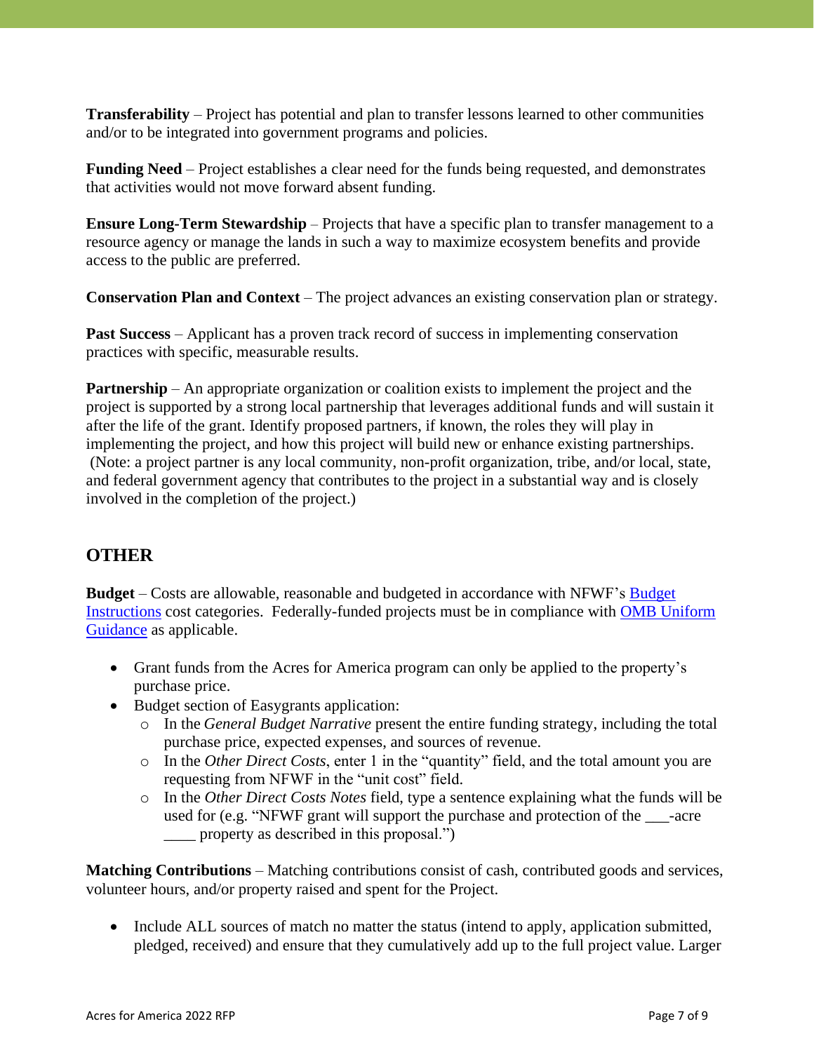**Transferability** – Project has potential and plan to transfer lessons learned to other communities and/or to be integrated into government programs and policies.

**Funding Need** – Project establishes a clear need for the funds being requested, and demonstrates that activities would not move forward absent funding.

**Ensure Long-Term Stewardship** – Projects that have a specific plan to transfer management to a resource agency or manage the lands in such a way to maximize ecosystem benefits and provide access to the public are preferred.

**Conservation Plan and Context** – The project advances an existing conservation plan or strategy.

**Past Success** – Applicant has a proven track record of success in implementing conservation practices with specific, measurable results.

**Partnership** – An appropriate organization or coalition exists to implement the project and the project is supported by a strong local partnership that leverages additional funds and will sustain it after the life of the grant. Identify proposed partners, if known, the roles they will play in implementing the project, and how this project will build new or enhance existing partnerships. (Note: a project partner is any local community, non-profit organization, tribe, and/or local, state, and federal government agency that contributes to the project in a substantial way and is closely involved in the completion of the project.)

## OTHER

**Budget** – Costs are allowable, reasonable and budgeted in accordance with NFWF's Budget Instructions cost categories. Federally-funded projects must be in compliance with OMB Uniform Guidance as applicable.

- Grant funds from the Acres for America program can only be applied to the property's purchase price.
- Budget section of Easygrants application:
  - In the *General Budget Narrative* present the entire funding strategy, including the total purchase price, expected expenses, and sources of revenue.
  - In the *Other Direct Costs*, enter 1 in the "quantity" field, and the total amount you are requesting from NFWF in the "unit cost" field.
  - In the *Other Direct Costs Notes* field, type a sentence explaining what the funds will be used for (e.g. "NFWF grant will support the purchase and protection of the ___-acre ____ property as described in this proposal.")

**Matching Contributions** – Matching contributions consist of cash, contributed goods and services, volunteer hours, and/or property raised and spent for the Project.

- Include ALL sources of match no matter the status (intend to apply, application submitted, pledged, received) and ensure that they cumulatively add up to the full project value. Larger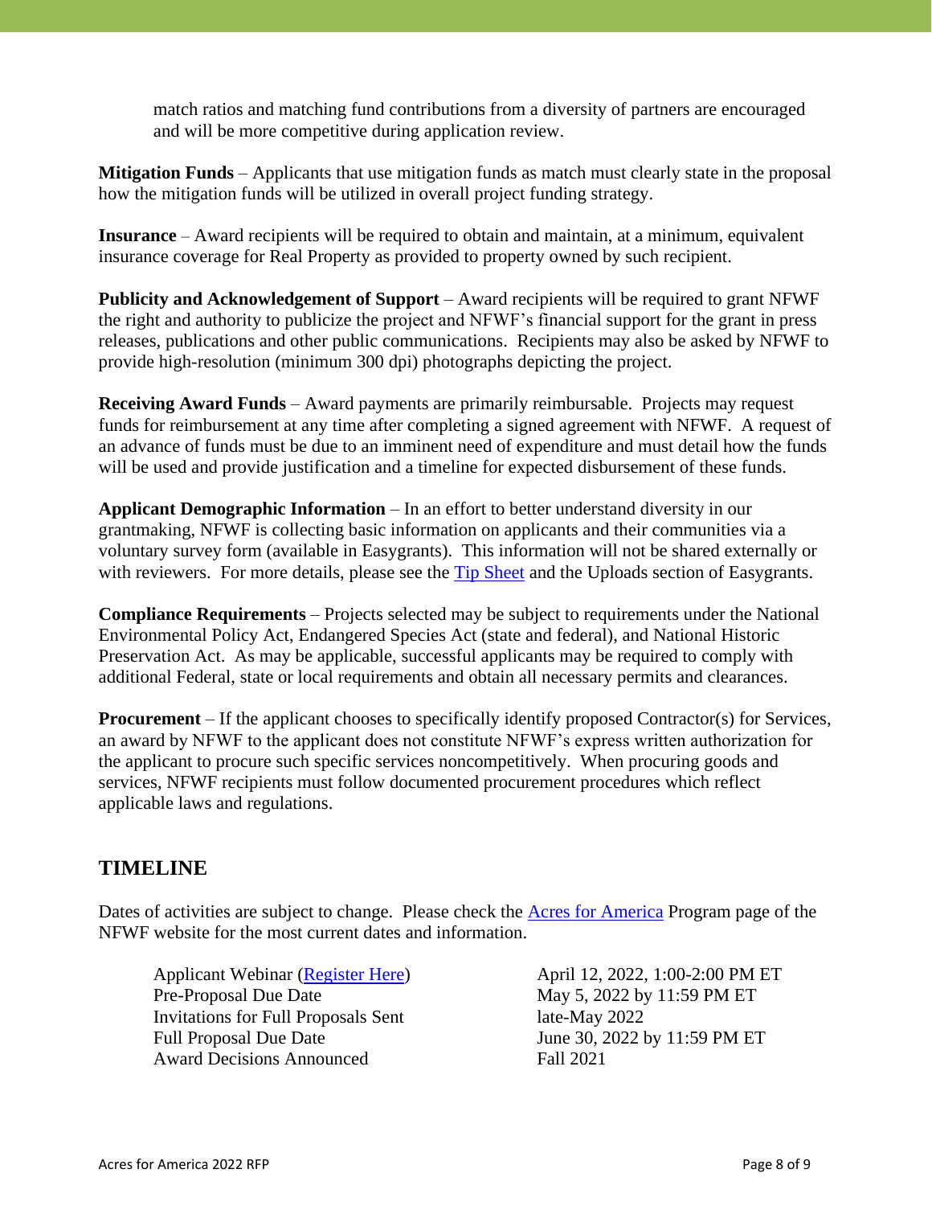match ratios and matching fund contributions from a diversity of partners are encouraged and will be more competitive during application review.

**Mitigation Funds** – Applicants that use mitigation funds as match must clearly state in the proposal how the mitigation funds will be utilized in overall project funding strategy.

**Insurance** – Award recipients will be required to obtain and maintain, at a minimum, equivalent insurance coverage for Real Property as provided to property owned by such recipient.

**Publicity and Acknowledgement of Support** – Award recipients will be required to grant NFWF the right and authority to publicize the project and NFWF's financial support for the grant in press releases, publications and other public communications. Recipients may also be asked by NFWF to provide high-resolution (minimum 300 dpi) photographs depicting the project.

**Receiving Award Funds** – Award payments are primarily reimbursable. Projects may request funds for reimbursement at any time after completing a signed agreement with NFWF. A request of an advance of funds must be due to an imminent need of expenditure and must detail how the funds will be used and provide justification and a timeline for expected disbursement of these funds.

**Applicant Demographic Information** – In an effort to better understand diversity in our grantmaking, NFWF is collecting basic information on applicants and their communities via a voluntary survey form (available in Easygrants). This information will not be shared externally or with reviewers. For more details, please see the Tip Sheet and the Uploads section of Easygrants.

**Compliance Requirements** – Projects selected may be subject to requirements under the National Environmental Policy Act, Endangered Species Act (state and federal), and National Historic Preservation Act. As may be applicable, successful applicants may be required to comply with additional Federal, state or local requirements and obtain all necessary permits and clearances.

**Procurement** – If the applicant chooses to specifically identify proposed Contractor(s) for Services, an award by NFWF to the applicant does not constitute NFWF's express written authorization for the applicant to procure such specific services noncompetitively. When procuring goods and services, NFWF recipients must follow documented procurement procedures which reflect applicable laws and regulations.

## TIMELINE

Dates of activities are subject to change. Please check the Acres for America Program page of the NFWF website for the most current dates and information.

| | |
|---|---|
| Applicant Webinar (Register Here) | April 12, 2022, 1:00-2:00 PM ET |
| Pre-Proposal Due Date | May 5, 2022 by 11:59 PM ET |
| Invitations for Full Proposals Sent | late-May 2022 |
| Full Proposal Due Date | June 30, 2022 by 11:59 PM ET |
| Award Decisions Announced | Fall 2021 |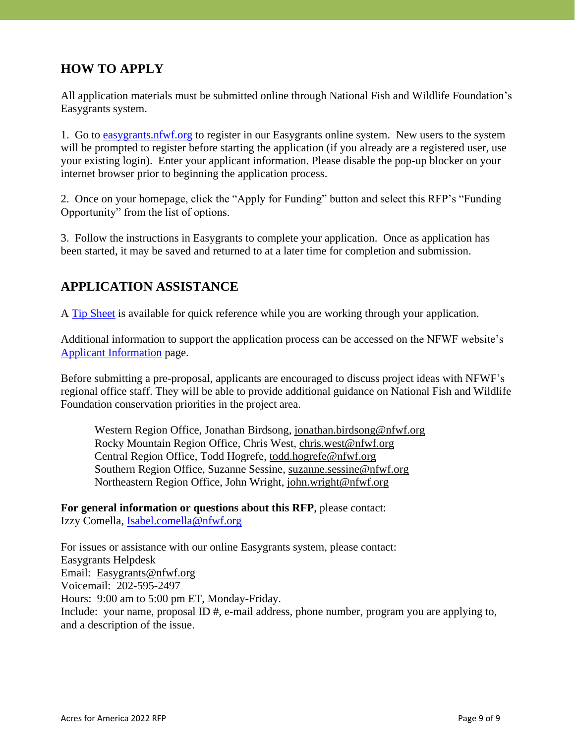## HOW TO APPLY

All application materials must be submitted online through National Fish and Wildlife Foundation's Easygrants system.

1. Go to easygrants.nfwf.org to register in our Easygrants online system. New users to the system will be prompted to register before starting the application (if you already are a registered user, use your existing login). Enter your applicant information. Please disable the pop-up blocker on your internet browser prior to beginning the application process.

2. Once on your homepage, click the "Apply for Funding" button and select this RFP's "Funding Opportunity" from the list of options.

3. Follow the instructions in Easygrants to complete your application. Once as application has been started, it may be saved and returned to at a later time for completion and submission.

## APPLICATION ASSISTANCE

A Tip Sheet is available for quick reference while you are working through your application.

Additional information to support the application process can be accessed on the NFWF website's Applicant Information page.

Before submitting a pre-proposal, applicants are encouraged to discuss project ideas with NFWF's regional office staff. They will be able to provide additional guidance on National Fish and Wildlife Foundation conservation priorities in the project area.

Western Region Office, Jonathan Birdsong, jonathan.birdsong@nfwf.org
Rocky Mountain Region Office, Chris West, chris.west@nfwf.org
Central Region Office, Todd Hogrefe, todd.hogrefe@nfwf.org
Southern Region Office, Suzanne Sessine, suzanne.sessine@nfwf.org
Northeastern Region Office, John Wright, john.wright@nfwf.org

**For general information or questions about this RFP**, please contact:
Izzy Comella, Isabel.comella@nfwf.org

For issues or assistance with our online Easygrants system, please contact:
Easygrants Helpdesk
Email: Easygrants@nfwf.org
Voicemail: 202-595-2497
Hours: 9:00 am to 5:00 pm ET, Monday-Friday.
Include: your name, proposal ID #, e-mail address, phone number, program you are applying to, and a description of the issue.